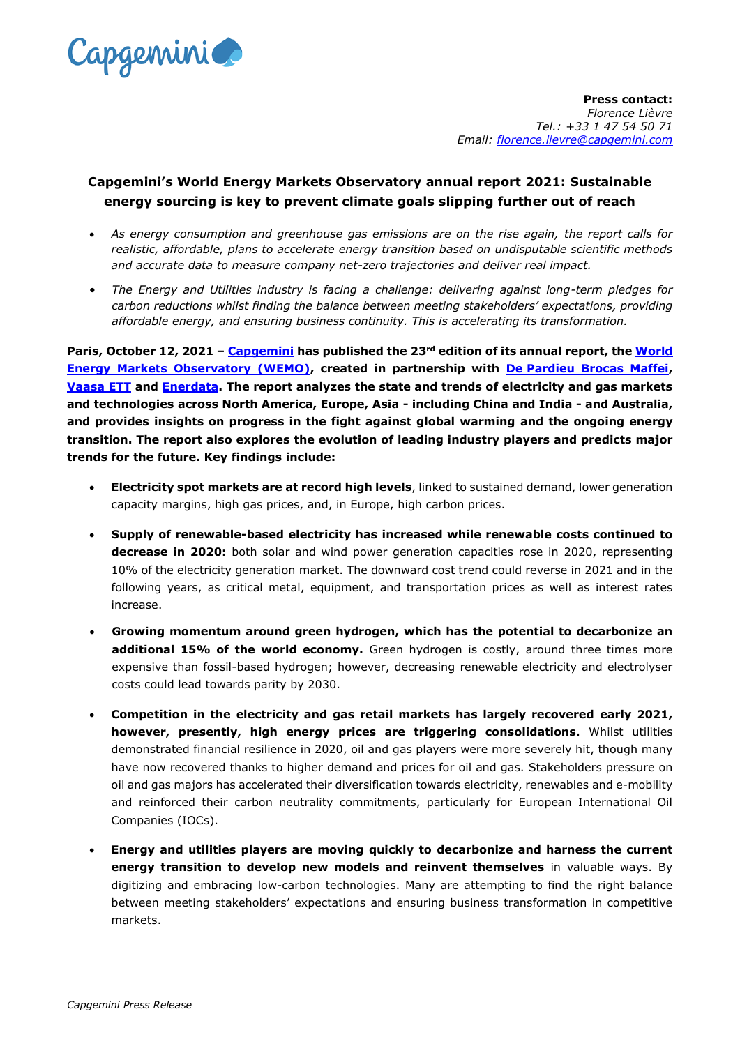Capgemini

**Press contact:**
*Florence Lièvre*
*Tel.: +33 1 47 54 50 71*
*Email: florence.lievre@capgemini.com*

# Capgemini's World Energy Markets Observatory annual report 2021: Sustainable energy sourcing is key to prevent climate goals slipping further out of reach

- *As energy consumption and greenhouse gas emissions are on the rise again, the report calls for realistic, affordable, plans to accelerate energy transition based on undisputable scientific methods and accurate data to measure company net-zero trajectories and deliver real impact.*
- *The Energy and Utilities industry is facing a challenge: delivering against long-term pledges for carbon reductions whilst finding the balance between meeting stakeholders' expectations, providing affordable energy, and ensuring business continuity. This is accelerating its transformation.*

**Paris, October 12, 2021 – Capgemini has published the 23rd edition of its annual report, the World Energy Markets Observatory (WEMO), created in partnership with De Pardieu Brocas Maffei, Vaasa ETT and Enerdata. The report analyzes the state and trends of electricity and gas markets and technologies across North America, Europe, Asia - including China and India - and Australia, and provides insights on progress in the fight against global warming and the ongoing energy transition. The report also explores the evolution of leading industry players and predicts major trends for the future. Key findings include:**

- **Electricity spot markets are at record high levels**, linked to sustained demand, lower generation capacity margins, high gas prices, and, in Europe, high carbon prices.
- **Supply of renewable-based electricity has increased while renewable costs continued to decrease in 2020:** both solar and wind power generation capacities rose in 2020, representing 10% of the electricity generation market. The downward cost trend could reverse in 2021 and in the following years, as critical metal, equipment, and transportation prices as well as interest rates increase.
- **Growing momentum around green hydrogen, which has the potential to decarbonize an additional 15% of the world economy.** Green hydrogen is costly, around three times more expensive than fossil-based hydrogen; however, decreasing renewable electricity and electrolyser costs could lead towards parity by 2030.
- **Competition in the electricity and gas retail markets has largely recovered early 2021, however, presently, high energy prices are triggering consolidations.** Whilst utilities demonstrated financial resilience in 2020, oil and gas players were more severely hit, though many have now recovered thanks to higher demand and prices for oil and gas. Stakeholders pressure on oil and gas majors has accelerated their diversification towards electricity, renewables and e-mobility and reinforced their carbon neutrality commitments, particularly for European International Oil Companies (IOCs).
- **Energy and utilities players are moving quickly to decarbonize and harness the current energy transition to develop new models and reinvent themselves** in valuable ways. By digitizing and embracing low-carbon technologies. Many are attempting to find the right balance between meeting stakeholders' expectations and ensuring business transformation in competitive markets.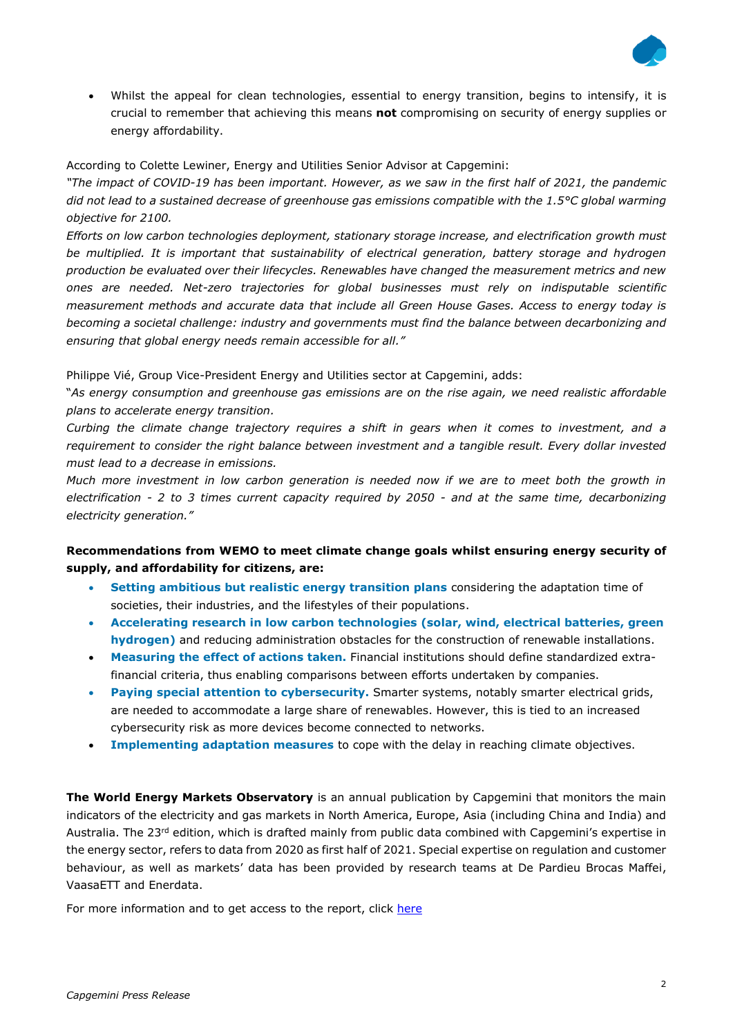- Whilst the appeal for clean technologies, essential to energy transition, begins to intensify, it is crucial to remember that achieving this means **not** compromising on security of energy supplies or energy affordability.

According to Colette Lewiner, Energy and Utilities Senior Advisor at Capgemini:

*"The impact of COVID-19 has been important. However, as we saw in the first half of 2021, the pandemic did not lead to a sustained decrease of greenhouse gas emissions compatible with the 1.5°C global warming objective for 2100.*

*Efforts on low carbon technologies deployment, stationary storage increase, and electrification growth must be multiplied. It is important that sustainability of electrical generation, battery storage and hydrogen production be evaluated over their lifecycles. Renewables have changed the measurement metrics and new ones are needed. Net-zero trajectories for global businesses must rely on indisputable scientific measurement methods and accurate data that include all Green House Gases. Access to energy today is becoming a societal challenge: industry and governments must find the balance between decarbonizing and ensuring that global energy needs remain accessible for all."*

Philippe Vié, Group Vice-President Energy and Utilities sector at Capgemini, adds:

*"As energy consumption and greenhouse gas emissions are on the rise again, we need realistic affordable plans to accelerate energy transition.*

*Curbing the climate change trajectory requires a shift in gears when it comes to investment, and a requirement to consider the right balance between investment and a tangible result. Every dollar invested must lead to a decrease in emissions.*

*Much more investment in low carbon generation is needed now if we are to meet both the growth in electrification - 2 to 3 times current capacity required by 2050 - and at the same time, decarbonizing electricity generation."*

**Recommendations from WEMO to meet climate change goals whilst ensuring energy security of supply, and affordability for citizens, are:**

- **Setting ambitious but realistic energy transition plans** considering the adaptation time of societies, their industries, and the lifestyles of their populations.
- **Accelerating research in low carbon technologies (solar, wind, electrical batteries, green hydrogen)** and reducing administration obstacles for the construction of renewable installations.
- **Measuring the effect of actions taken.** Financial institutions should define standardized extra-financial criteria, thus enabling comparisons between efforts undertaken by companies.
- **Paying special attention to cybersecurity.** Smarter systems, notably smarter electrical grids, are needed to accommodate a large share of renewables. However, this is tied to an increased cybersecurity risk as more devices become connected to networks.
- **Implementing adaptation measures** to cope with the delay in reaching climate objectives.

**The World Energy Markets Observatory** is an annual publication by Capgemini that monitors the main indicators of the electricity and gas markets in North America, Europe, Asia (including China and India) and Australia. The 23rd edition, which is drafted mainly from public data combined with Capgemini's expertise in the energy sector, refers to data from 2020 as first half of 2021. Special expertise on regulation and customer behaviour, as well as markets' data has been provided by research teams at De Pardieu Brocas Maffei, VaasaETT and Enerdata.

For more information and to get access to the report, click here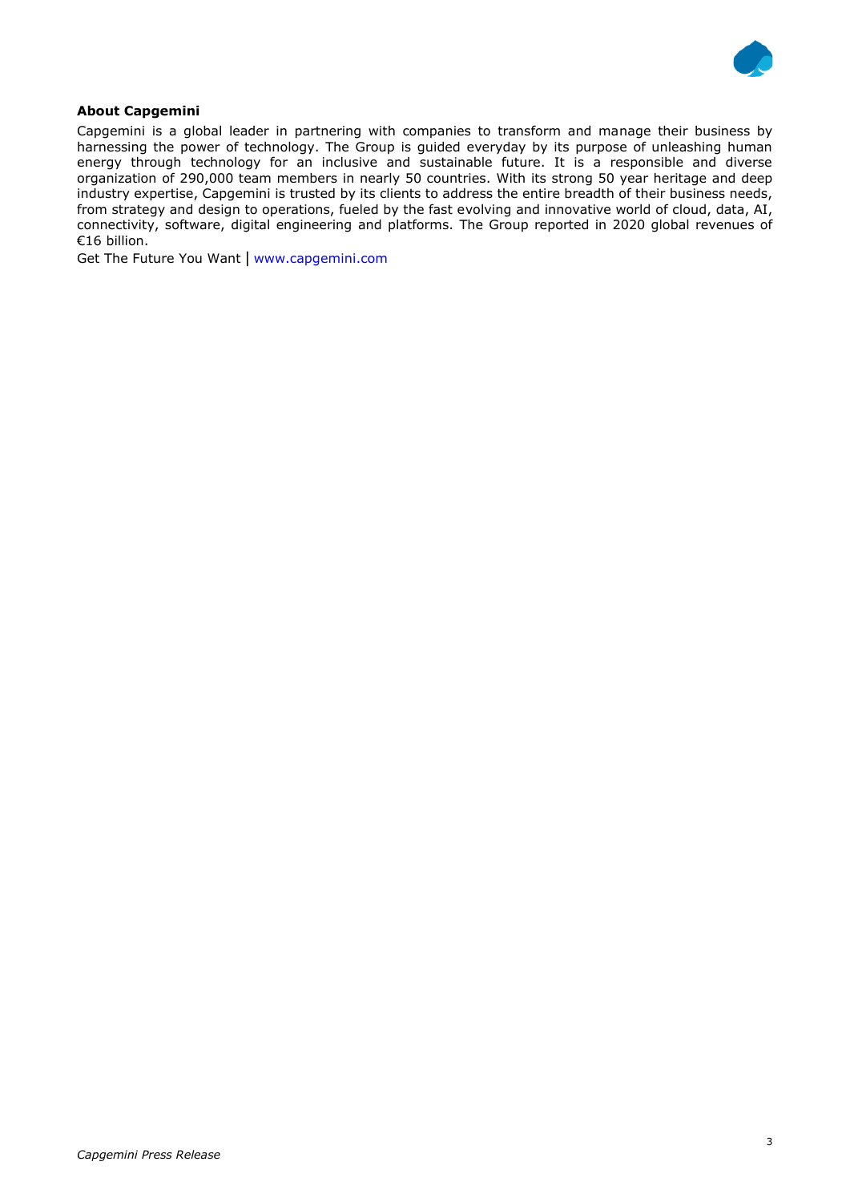**About Capgemini**

Capgemini is a global leader in partnering with companies to transform and manage their business by harnessing the power of technology. The Group is guided everyday by its purpose of unleashing human energy through technology for an inclusive and sustainable future. It is a responsible and diverse organization of 290,000 team members in nearly 50 countries. With its strong 50 year heritage and deep industry expertise, Capgemini is trusted by its clients to address the entire breadth of their business needs, from strategy and design to operations, fueled by the fast evolving and innovative world of cloud, data, AI, connectivity, software, digital engineering and platforms. The Group reported in 2020 global revenues of €16 billion.

Get The Future You Want | www.capgemini.com